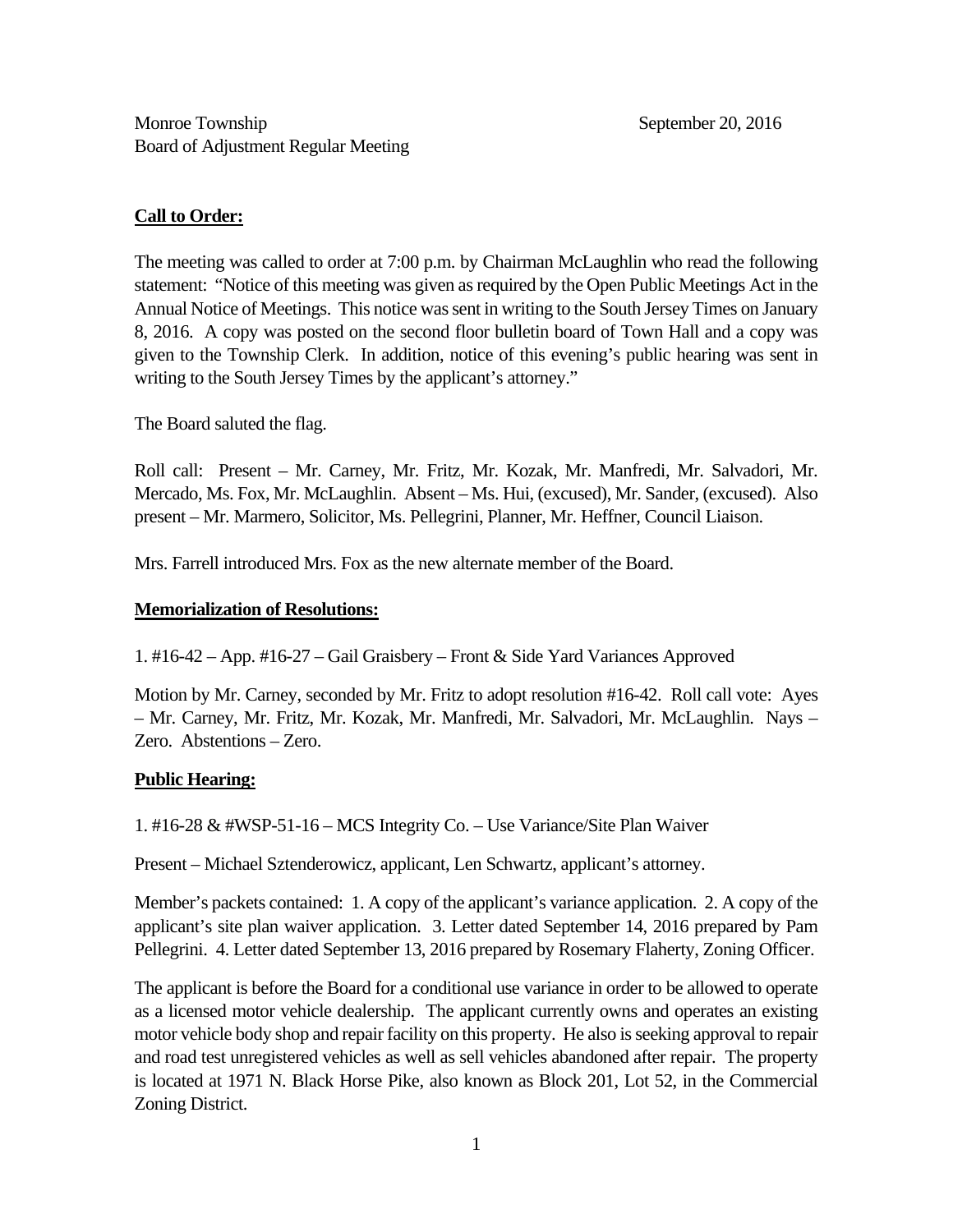Monroe Township
Board of Adjustment Regular Meeting

September 20, 2016

**Call to Order:**

The meeting was called to order at 7:00 p.m. by Chairman McLaughlin who read the following statement: "Notice of this meeting was given as required by the Open Public Meetings Act in the Annual Notice of Meetings. This notice was sent in writing to the South Jersey Times on January 8, 2016. A copy was posted on the second floor bulletin board of Town Hall and a copy was given to the Township Clerk. In addition, notice of this evening's public hearing was sent in writing to the South Jersey Times by the applicant's attorney."

The Board saluted the flag.

Roll call: Present – Mr. Carney, Mr. Fritz, Mr. Kozak, Mr. Manfredi, Mr. Salvadori, Mr. Mercado, Ms. Fox, Mr. McLaughlin. Absent – Ms. Hui, (excused), Mr. Sander, (excused). Also present – Mr. Marmero, Solicitor, Ms. Pellegrini, Planner, Mr. Heffner, Council Liaison.

Mrs. Farrell introduced Mrs. Fox as the new alternate member of the Board.

**Memorialization of Resolutions:**

1. #16-42 – App. #16-27 – Gail Graisbery – Front & Side Yard Variances Approved

Motion by Mr. Carney, seconded by Mr. Fritz to adopt resolution #16-42. Roll call vote: Ayes – Mr. Carney, Mr. Fritz, Mr. Kozak, Mr. Manfredi, Mr. Salvadori, Mr. McLaughlin. Nays – Zero. Abstentions – Zero.

**Public Hearing:**

1. #16-28 & #WSP-51-16 – MCS Integrity Co. – Use Variance/Site Plan Waiver

Present – Michael Sztenderowicz, applicant, Len Schwartz, applicant's attorney.

Member's packets contained: 1. A copy of the applicant's variance application. 2. A copy of the applicant's site plan waiver application. 3. Letter dated September 14, 2016 prepared by Pam Pellegrini. 4. Letter dated September 13, 2016 prepared by Rosemary Flaherty, Zoning Officer.

The applicant is before the Board for a conditional use variance in order to be allowed to operate as a licensed motor vehicle dealership. The applicant currently owns and operates an existing motor vehicle body shop and repair facility on this property. He also is seeking approval to repair and road test unregistered vehicles as well as sell vehicles abandoned after repair. The property is located at 1971 N. Black Horse Pike, also known as Block 201, Lot 52, in the Commercial Zoning District.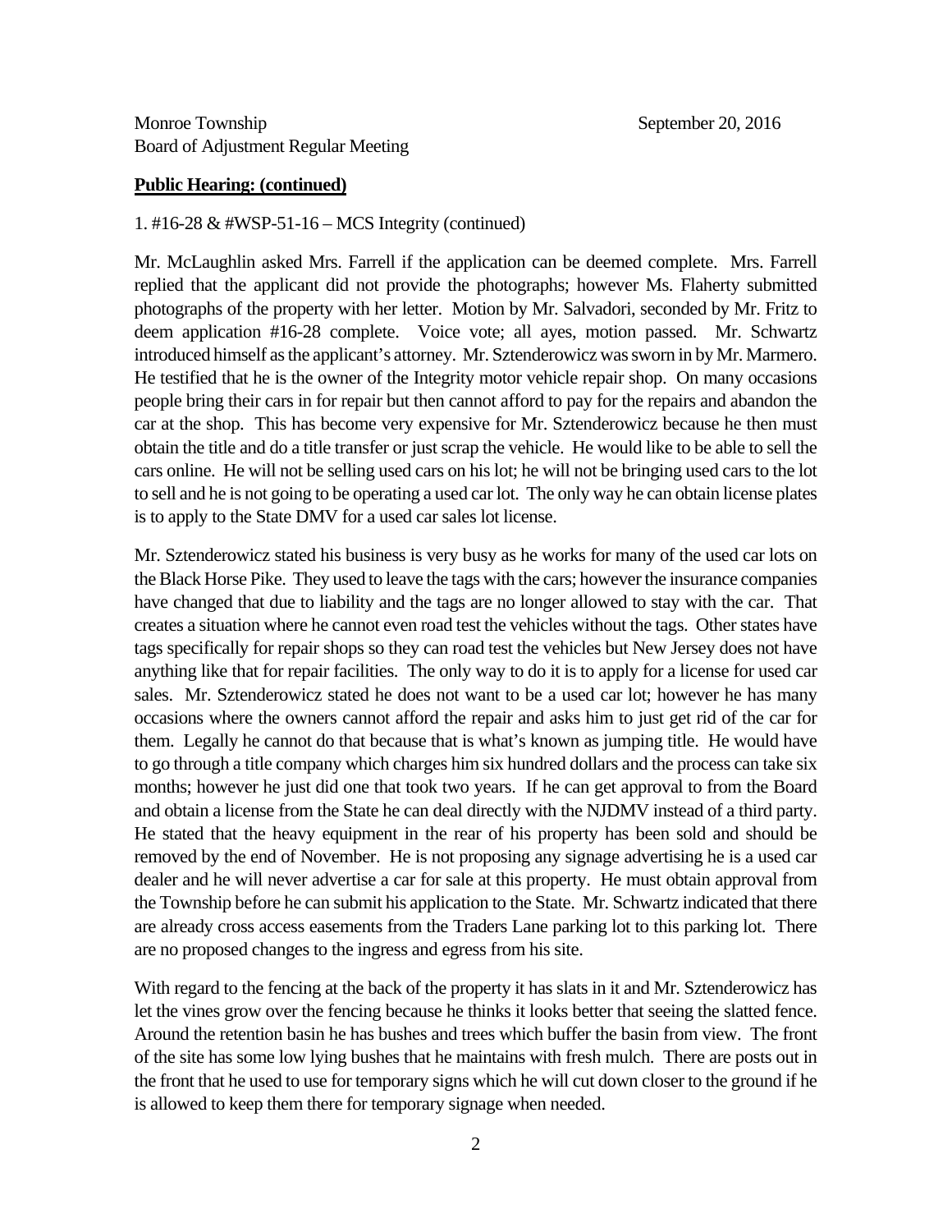Monroe Township September 20, 2016
Board of Adjustment Regular Meeting

**Public Hearing: (continued)**

1. #16-28 & #WSP-51-16 – MCS Integrity (continued)

Mr. McLaughlin asked Mrs. Farrell if the application can be deemed complete. Mrs. Farrell replied that the applicant did not provide the photographs; however Ms. Flaherty submitted photographs of the property with her letter. Motion by Mr. Salvadori, seconded by Mr. Fritz to deem application #16-28 complete. Voice vote; all ayes, motion passed. Mr. Schwartz introduced himself as the applicant's attorney. Mr. Sztenderowicz was sworn in by Mr. Marmero. He testified that he is the owner of the Integrity motor vehicle repair shop. On many occasions people bring their cars in for repair but then cannot afford to pay for the repairs and abandon the car at the shop. This has become very expensive for Mr. Sztenderowicz because he then must obtain the title and do a title transfer or just scrap the vehicle. He would like to be able to sell the cars online. He will not be selling used cars on his lot; he will not be bringing used cars to the lot to sell and he is not going to be operating a used car lot. The only way he can obtain license plates is to apply to the State DMV for a used car sales lot license.

Mr. Sztenderowicz stated his business is very busy as he works for many of the used car lots on the Black Horse Pike. They used to leave the tags with the cars; however the insurance companies have changed that due to liability and the tags are no longer allowed to stay with the car. That creates a situation where he cannot even road test the vehicles without the tags. Other states have tags specifically for repair shops so they can road test the vehicles but New Jersey does not have anything like that for repair facilities. The only way to do it is to apply for a license for used car sales. Mr. Sztenderowicz stated he does not want to be a used car lot; however he has many occasions where the owners cannot afford the repair and asks him to just get rid of the car for them. Legally he cannot do that because that is what's known as jumping title. He would have to go through a title company which charges him six hundred dollars and the process can take six months; however he just did one that took two years. If he can get approval to from the Board and obtain a license from the State he can deal directly with the NJDMV instead of a third party. He stated that the heavy equipment in the rear of his property has been sold and should be removed by the end of November. He is not proposing any signage advertising he is a used car dealer and he will never advertise a car for sale at this property. He must obtain approval from the Township before he can submit his application to the State. Mr. Schwartz indicated that there are already cross access easements from the Traders Lane parking lot to this parking lot. There are no proposed changes to the ingress and egress from his site.

With regard to the fencing at the back of the property it has slats in it and Mr. Sztenderowicz has let the vines grow over the fencing because he thinks it looks better that seeing the slatted fence. Around the retention basin he has bushes and trees which buffer the basin from view. The front of the site has some low lying bushes that he maintains with fresh mulch. There are posts out in the front that he used to use for temporary signs which he will cut down closer to the ground if he is allowed to keep them there for temporary signage when needed.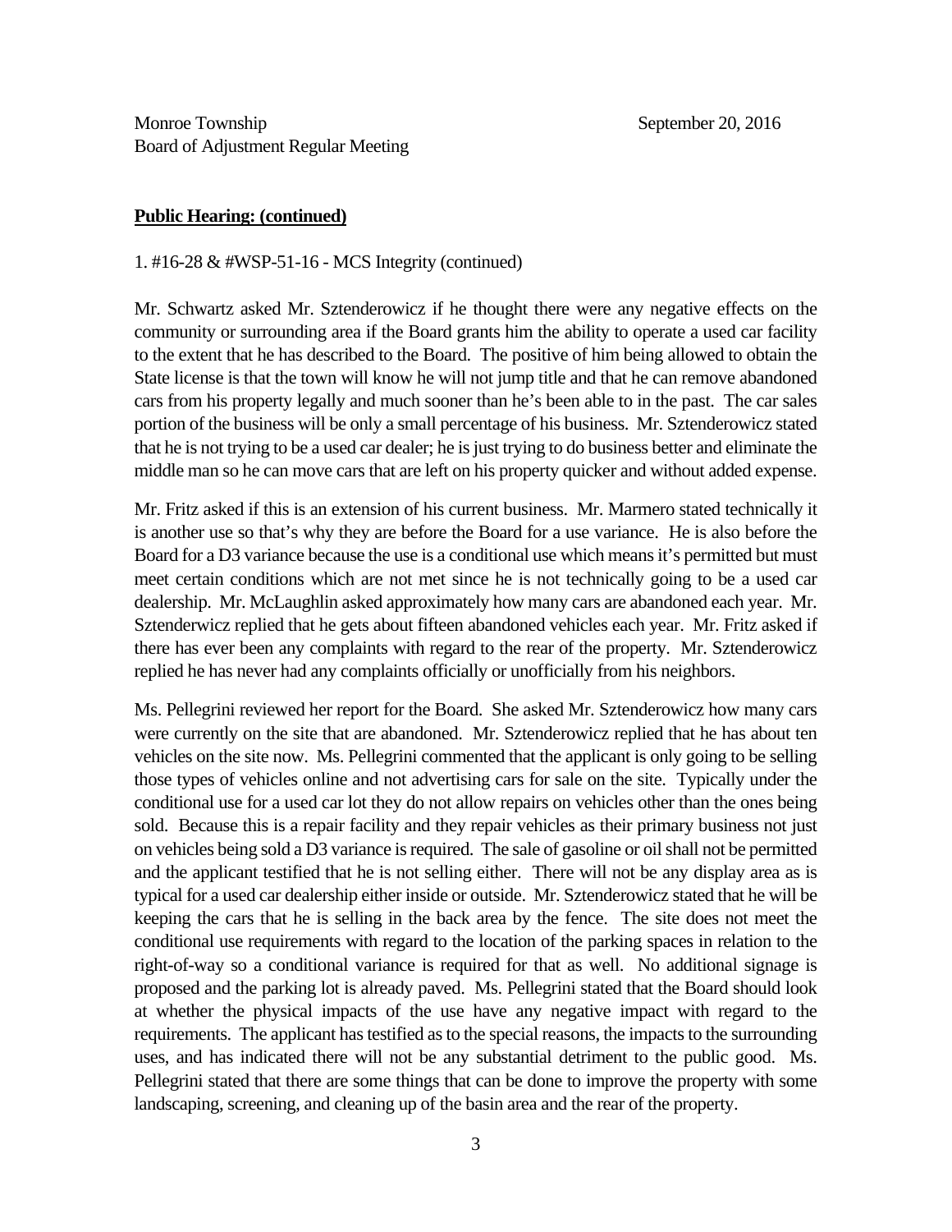Monroe Township
Board of Adjustment Regular Meeting

September 20, 2016

**Public Hearing: (continued)**

1. #16-28 & #WSP-51-16 - MCS Integrity (continued)

Mr. Schwartz asked Mr. Sztenderowicz if he thought there were any negative effects on the community or surrounding area if the Board grants him the ability to operate a used car facility to the extent that he has described to the Board. The positive of him being allowed to obtain the State license is that the town will know he will not jump title and that he can remove abandoned cars from his property legally and much sooner than he's been able to in the past. The car sales portion of the business will be only a small percentage of his business. Mr. Sztenderowicz stated that he is not trying to be a used car dealer; he is just trying to do business better and eliminate the middle man so he can move cars that are left on his property quicker and without added expense.

Mr. Fritz asked if this is an extension of his current business. Mr. Marmero stated technically it is another use so that's why they are before the Board for a use variance. He is also before the Board for a D3 variance because the use is a conditional use which means it's permitted but must meet certain conditions which are not met since he is not technically going to be a used car dealership. Mr. McLaughlin asked approximately how many cars are abandoned each year. Mr. Sztenderwicz replied that he gets about fifteen abandoned vehicles each year. Mr. Fritz asked if there has ever been any complaints with regard to the rear of the property. Mr. Sztenderowicz replied he has never had any complaints officially or unofficially from his neighbors.

Ms. Pellegrini reviewed her report for the Board. She asked Mr. Sztenderowicz how many cars were currently on the site that are abandoned. Mr. Sztenderowicz replied that he has about ten vehicles on the site now. Ms. Pellegrini commented that the applicant is only going to be selling those types of vehicles online and not advertising cars for sale on the site. Typically under the conditional use for a used car lot they do not allow repairs on vehicles other than the ones being sold. Because this is a repair facility and they repair vehicles as their primary business not just on vehicles being sold a D3 variance is required. The sale of gasoline or oil shall not be permitted and the applicant testified that he is not selling either. There will not be any display area as is typical for a used car dealership either inside or outside. Mr. Sztenderowicz stated that he will be keeping the cars that he is selling in the back area by the fence. The site does not meet the conditional use requirements with regard to the location of the parking spaces in relation to the right-of-way so a conditional variance is required for that as well. No additional signage is proposed and the parking lot is already paved. Ms. Pellegrini stated that the Board should look at whether the physical impacts of the use have any negative impact with regard to the requirements. The applicant has testified as to the special reasons, the impacts to the surrounding uses, and has indicated there will not be any substantial detriment to the public good. Ms. Pellegrini stated that there are some things that can be done to improve the property with some landscaping, screening, and cleaning up of the basin area and the rear of the property.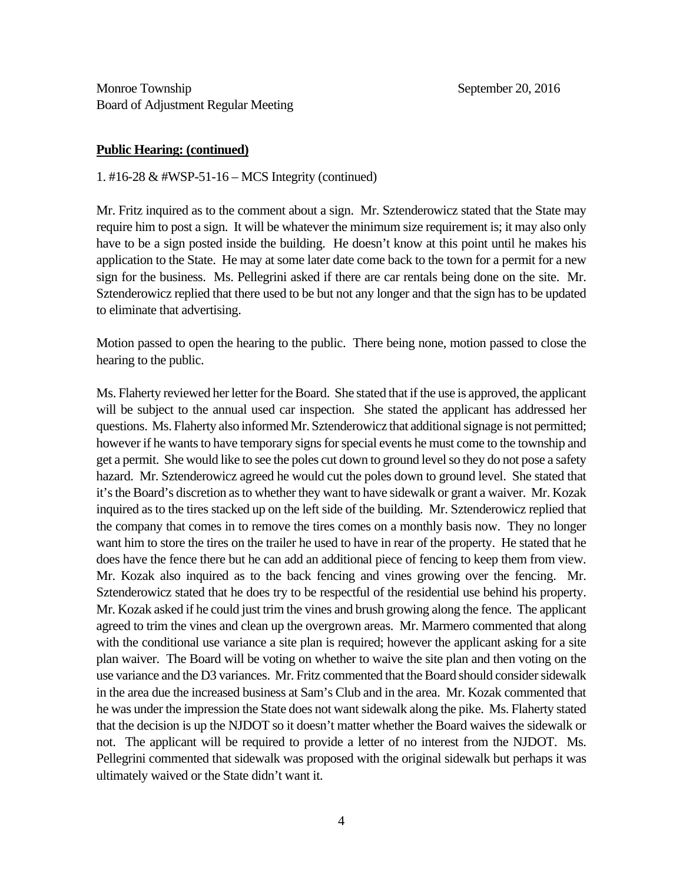Monroe Township September 20, 2016
Board of Adjustment Regular Meeting

**Public Hearing: (continued)**

1. #16-28 & #WSP-51-16 – MCS Integrity (continued)

Mr. Fritz inquired as to the comment about a sign. Mr. Sztenderowicz stated that the State may require him to post a sign. It will be whatever the minimum size requirement is; it may also only have to be a sign posted inside the building. He doesn't know at this point until he makes his application to the State. He may at some later date come back to the town for a permit for a new sign for the business. Ms. Pellegrini asked if there are car rentals being done on the site. Mr. Sztenderowicz replied that there used to be but not any longer and that the sign has to be updated to eliminate that advertising.

Motion passed to open the hearing to the public. There being none, motion passed to close the hearing to the public.

Ms. Flaherty reviewed her letter for the Board. She stated that if the use is approved, the applicant will be subject to the annual used car inspection. She stated the applicant has addressed her questions. Ms. Flaherty also informed Mr. Sztenderowicz that additional signage is not permitted; however if he wants to have temporary signs for special events he must come to the township and get a permit. She would like to see the poles cut down to ground level so they do not pose a safety hazard. Mr. Sztenderowicz agreed he would cut the poles down to ground level. She stated that it's the Board's discretion as to whether they want to have sidewalk or grant a waiver. Mr. Kozak inquired as to the tires stacked up on the left side of the building. Mr. Sztenderowicz replied that the company that comes in to remove the tires comes on a monthly basis now. They no longer want him to store the tires on the trailer he used to have in rear of the property. He stated that he does have the fence there but he can add an additional piece of fencing to keep them from view. Mr. Kozak also inquired as to the back fencing and vines growing over the fencing. Mr. Sztenderowicz stated that he does try to be respectful of the residential use behind his property. Mr. Kozak asked if he could just trim the vines and brush growing along the fence. The applicant agreed to trim the vines and clean up the overgrown areas. Mr. Marmero commented that along with the conditional use variance a site plan is required; however the applicant asking for a site plan waiver. The Board will be voting on whether to waive the site plan and then voting on the use variance and the D3 variances. Mr. Fritz commented that the Board should consider sidewalk in the area due the increased business at Sam's Club and in the area. Mr. Kozak commented that he was under the impression the State does not want sidewalk along the pike. Ms. Flaherty stated that the decision is up the NJDOT so it doesn't matter whether the Board waives the sidewalk or not. The applicant will be required to provide a letter of no interest from the NJDOT. Ms. Pellegrini commented that sidewalk was proposed with the original sidewalk but perhaps it was ultimately waived or the State didn't want it.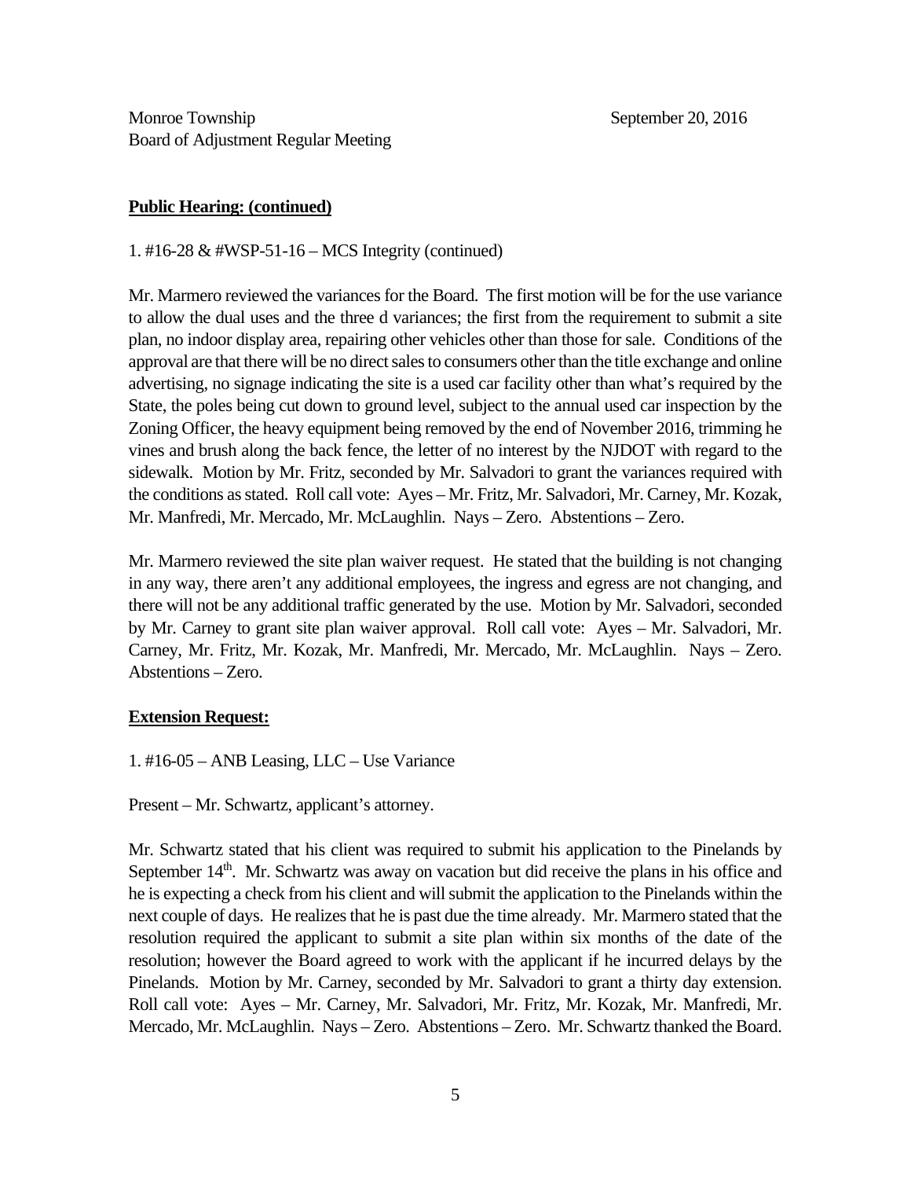Monroe Township
Board of Adjustment Regular Meeting

September 20, 2016

**Public Hearing: (continued)**

1. #16-28 & #WSP-51-16 – MCS Integrity (continued)

Mr. Marmero reviewed the variances for the Board. The first motion will be for the use variance to allow the dual uses and the three d variances; the first from the requirement to submit a site plan, no indoor display area, repairing other vehicles other than those for sale. Conditions of the approval are that there will be no direct sales to consumers other than the title exchange and online advertising, no signage indicating the site is a used car facility other than what's required by the State, the poles being cut down to ground level, subject to the annual used car inspection by the Zoning Officer, the heavy equipment being removed by the end of November 2016, trimming he vines and brush along the back fence, the letter of no interest by the NJDOT with regard to the sidewalk. Motion by Mr. Fritz, seconded by Mr. Salvadori to grant the variances required with the conditions as stated. Roll call vote: Ayes – Mr. Fritz, Mr. Salvadori, Mr. Carney, Mr. Kozak, Mr. Manfredi, Mr. Mercado, Mr. McLaughlin. Nays – Zero. Abstentions – Zero.

Mr. Marmero reviewed the site plan waiver request. He stated that the building is not changing in any way, there aren't any additional employees, the ingress and egress are not changing, and there will not be any additional traffic generated by the use. Motion by Mr. Salvadori, seconded by Mr. Carney to grant site plan waiver approval. Roll call vote: Ayes – Mr. Salvadori, Mr. Carney, Mr. Fritz, Mr. Kozak, Mr. Manfredi, Mr. Mercado, Mr. McLaughlin. Nays – Zero. Abstentions – Zero.

**Extension Request:**

1. #16-05 – ANB Leasing, LLC – Use Variance

Present – Mr. Schwartz, applicant's attorney.

Mr. Schwartz stated that his client was required to submit his application to the Pinelands by September 14th. Mr. Schwartz was away on vacation but did receive the plans in his office and he is expecting a check from his client and will submit the application to the Pinelands within the next couple of days. He realizes that he is past due the time already. Mr. Marmero stated that the resolution required the applicant to submit a site plan within six months of the date of the resolution; however the Board agreed to work with the applicant if he incurred delays by the Pinelands. Motion by Mr. Carney, seconded by Mr. Salvadori to grant a thirty day extension. Roll call vote: Ayes – Mr. Carney, Mr. Salvadori, Mr. Fritz, Mr. Kozak, Mr. Manfredi, Mr. Mercado, Mr. McLaughlin. Nays – Zero. Abstentions – Zero. Mr. Schwartz thanked the Board.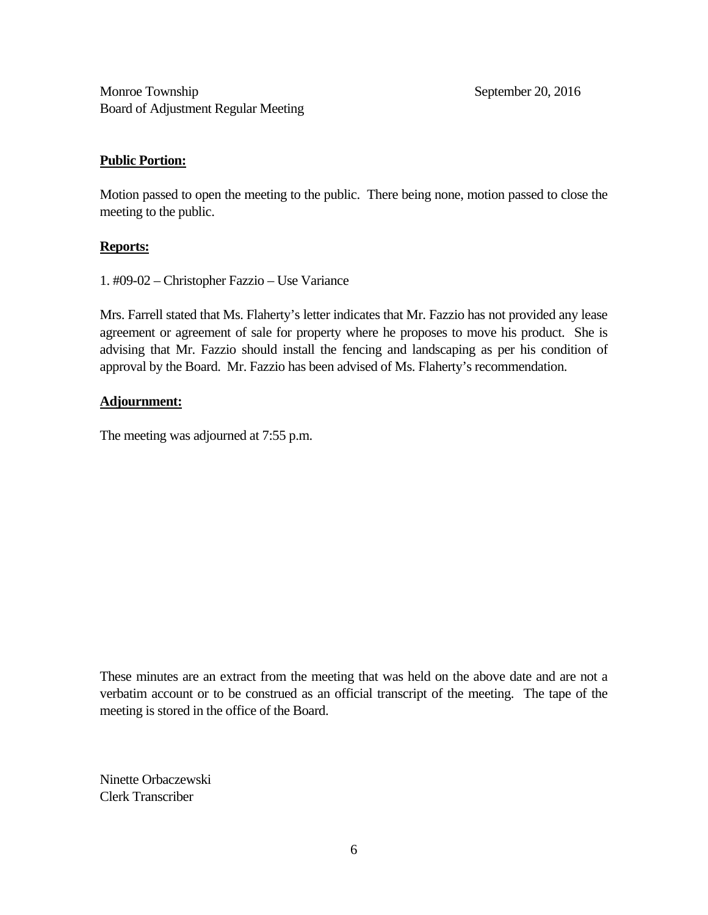**Public Portion:**

Motion passed to open the meeting to the public. There being none, motion passed to close the meeting to the public.

**Reports:**

1. #09-02 – Christopher Fazzio – Use Variance

Mrs. Farrell stated that Ms. Flaherty's letter indicates that Mr. Fazzio has not provided any lease agreement or agreement of sale for property where he proposes to move his product. She is advising that Mr. Fazzio should install the fencing and landscaping as per his condition of approval by the Board. Mr. Fazzio has been advised of Ms. Flaherty's recommendation.

**Adjournment:**

The meeting was adjourned at 7:55 p.m.

These minutes are an extract from the meeting that was held on the above date and are not a verbatim account or to be construed as an official transcript of the meeting. The tape of the meeting is stored in the office of the Board.

Ninette Orbaczewski
Clerk Transcriber